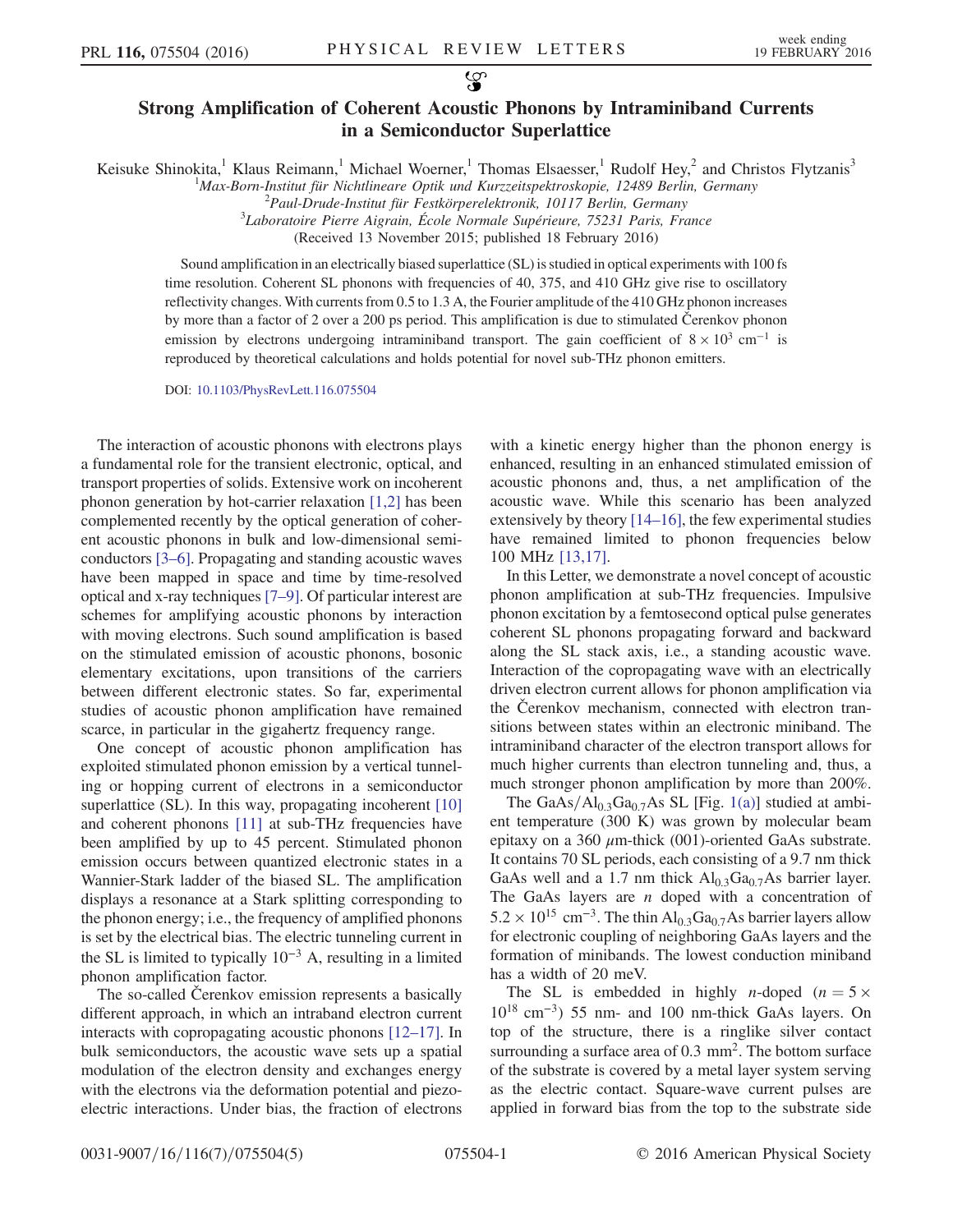# Strong Amplification of Coherent Acoustic Phonons by Intraminiband Currents in a Semiconductor Superlattice

Keisuke Shinokita,[1] Klaus Reimann,[1] Michael Woerner,[1] Thomas Elsaesser,[1] Rudolf Hey,[2] and Christos Flytzanis[3]

[1]Max-Born-Institut für Nichtlineare Optik und Kurzzeitspektroskopie, 12489 Berlin, Germany
[2]Paul-Drude-Institut für Festkörperelektronik, 10117 Berlin, Germany
[3]Laboratoire Pierre Aigrain, École Normale Supérieure, 75231 Paris, France

(Received 13 November 2015; published 18 February 2016)

Sound amplification in an electrically biased superlattice (SL) is studied in optical experiments with 100 fs time resolution. Coherent SL phonons with frequencies of 40, 375, and 410 GHz give rise to oscillatory reflectivity changes. With currents from 0.5 to 1.3 A, the Fourier amplitude of the 410 GHz phonon increases by more than a factor of 2 over a 200 ps period. This amplification is due to stimulated Čerenkov phonon emission by electrons undergoing intraminiband transport. The gain coefficient of $8 \times 10^3$ cm$^{-1}$ is reproduced by theoretical calculations and holds potential for novel sub-THz phonon emitters.

DOI: 10.1103/PhysRevLett.116.075504

The interaction of acoustic phonons with electrons plays a fundamental role for the transient electronic, optical, and transport properties of solids. Extensive work on incoherent phonon generation by hot-carrier relaxation [1,2] has been complemented recently by the optical generation of coherent acoustic phonons in bulk and low-dimensional semiconductors [3–6]. Propagating and standing acoustic waves have been mapped in space and time by time-resolved optical and x-ray techniques [7–9]. Of particular interest are schemes for amplifying acoustic phonons by interaction with moving electrons. Such sound amplification is based on the stimulated emission of acoustic phonons, bosonic elementary excitations, upon transitions of the carriers between different electronic states. So far, experimental studies of acoustic phonon amplification have remained scarce, in particular in the gigahertz frequency range.

One concept of acoustic phonon amplification has exploited stimulated phonon emission by a vertical tunneling or hopping current of electrons in a semiconductor superlattice (SL). In this way, propagating incoherent [10] and coherent phonons [11] at sub-THz frequencies have been amplified by up to 45 percent. Stimulated phonon emission occurs between quantized electronic states in a Wannier-Stark ladder of the biased SL. The amplification displays a resonance at a Stark splitting corresponding to the phonon energy; i.e., the frequency of amplified phonons is set by the electrical bias. The electric tunneling current in the SL is limited to typically $10^{-3}$ A, resulting in a limited phonon amplification factor.

The so-called Čerenkov emission represents a basically different approach, in which an intraband electron current interacts with copropagating acoustic phonons [12–17]. In bulk semiconductors, the acoustic wave sets up a spatial modulation of the electron density and exchanges energy with the electrons via the deformation potential and piezoelectric interactions. Under bias, the fraction of electrons with a kinetic energy higher than the phonon energy is enhanced, resulting in an enhanced stimulated emission of acoustic phonons and, thus, a net amplification of the acoustic wave. While this scenario has been analyzed extensively by theory [14–16], the few experimental studies have remained limited to phonon frequencies below 100 MHz [13,17].

In this Letter, we demonstrate a novel concept of acoustic phonon amplification at sub-THz frequencies. Impulsive phonon excitation by a femtosecond optical pulse generates coherent SL phonons propagating forward and backward along the SL stack axis, i.e., a standing acoustic wave. Interaction of the copropagating wave with an electrically driven electron current allows for phonon amplification via the Čerenkov mechanism, connected with electron transitions between states within an electronic miniband. The intraminiband character of the electron transport allows for much higher currents than electron tunneling and, thus, a much stronger phonon amplification by more than 200%.

The $GaAs/Al_{0.3}Ga_{0.7}As$ SL [Fig. 1(a)] studied at ambient temperature (300 K) was grown by molecular beam epitaxy on a 360 $\mu$m-thick (001)-oriented GaAs substrate. It contains 70 SL periods, each consisting of a 9.7 nm thick GaAs well and a 1.7 nm thick $Al_{0.3}Ga_{0.7}As$ barrier layer. The GaAs layers are $n$ doped with a concentration of $5.2 \times 10^{15}$ cm$^{-3}$. The thin $Al_{0.3}Ga_{0.7}As$ barrier layers allow for electronic coupling of neighboring GaAs layers and the formation of minibands. The lowest conduction miniband has a width of 20 meV.

The SL is embedded in highly $n$-doped ($n = 5 \times 10^{18}$ cm$^{-3}$) 55 nm- and 100 nm-thick GaAs layers. On top of the structure, there is a ringlike silver contact surrounding a surface area of 0.3 mm$^2$. The bottom surface of the substrate is covered by a metal layer system serving as the electric contact. Square-wave current pulses are applied in forward bias from the top to the substrate side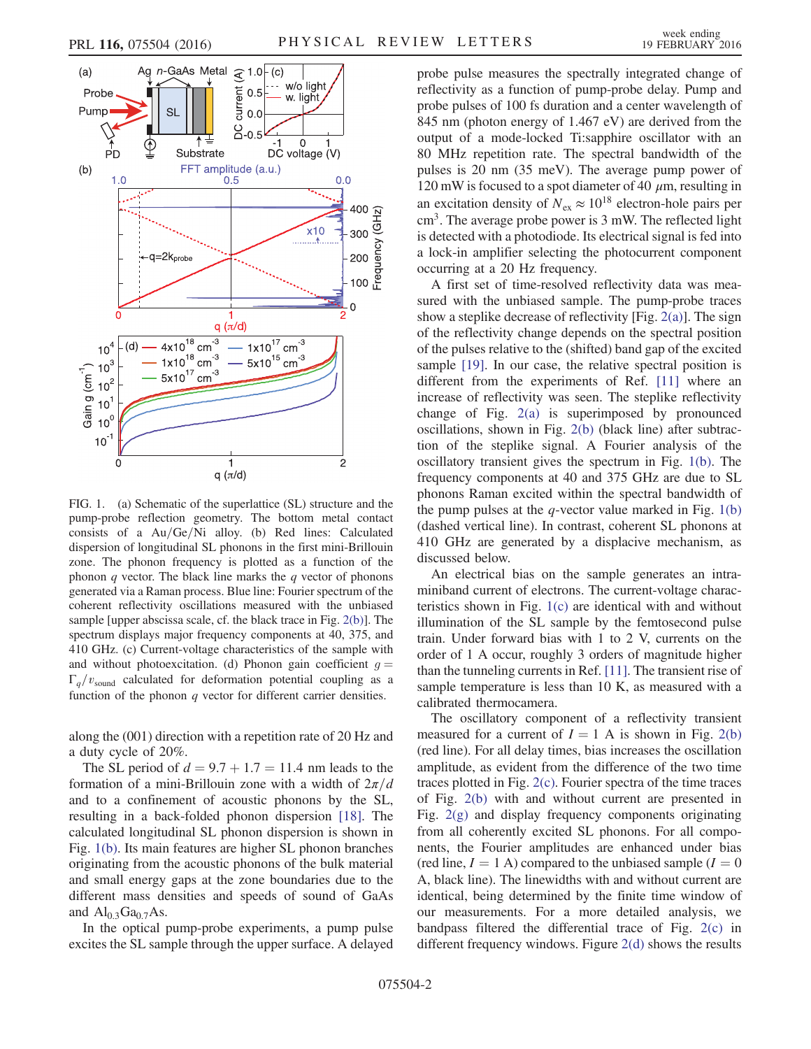FIG. 1. (a) Schematic of the superlattice (SL) structure and the pump-probe reflection geometry. The bottom metal contact consists of a Au/Ge/Ni alloy. (b) Red lines: Calculated dispersion of longitudinal SL phonons in the first mini-Brillouin zone. The phonon frequency is plotted as a function of the phonon $q$ vector. The black line marks the $q$ vector of phonons generated via a Raman process. Blue line: Fourier spectrum of the coherent reflectivity oscillations measured with the unbiased sample [upper abscissa scale, cf. the black trace in Fig. 2(b)]. The spectrum displays major frequency components at 40, 375, and 410 GHz. (c) Current-voltage characteristics of the sample with and without photoexcitation. (d) Phonon gain coefficient $g = \Gamma_q/v_{\text{sound}}$ calculated for deformation potential coupling as a function of the phonon $q$ vector for different carrier densities.

along the (001) direction with a repetition rate of 20 Hz and a duty cycle of 20%.

The SL period of $d = 9.7 + 1.7 = 11.4$ nm leads to the formation of a mini-Brillouin zone with a width of $2\pi/d$ and to a confinement of acoustic phonons by the SL, resulting in a back-folded phonon dispersion [18]. The calculated longitudinal SL phonon dispersion is shown in Fig. 1(b). Its main features are higher SL phonon branches originating from the acoustic phonons of the bulk material and small energy gaps at the zone boundaries due to the different mass densities and speeds of sound of GaAs and $Al_{0.3}Ga_{0.7}As$.

In the optical pump-probe experiments, a pump pulse excites the SL sample through the upper surface. A delayed probe pulse measures the spectrally integrated change of reflectivity as a function of pump-probe delay. Pump and probe pulses of 100 fs duration and a center wavelength of 845 nm (photon energy of 1.467 eV) are derived from the output of a mode-locked Ti:sapphire oscillator with an 80 MHz repetition rate. The spectral bandwidth of the pulses is 20 nm (35 meV). The average pump power of 120 mW is focused to a spot diameter of 40 $\mu$m, resulting in an excitation density of $N_{\text{ex}} \approx 10^{18}$ electron-hole pairs per $\text{cm}^3$. The average probe power is 3 mW. The reflected light is detected with a photodiode. Its electrical signal is fed into a lock-in amplifier selecting the photocurrent component occurring at a 20 Hz frequency.

A first set of time-resolved reflectivity data was measured with the unbiased sample. The pump-probe traces show a steplike decrease of reflectivity [Fig. 2(a)]. The sign of the reflectivity change depends on the spectral position of the pulses relative to the (shifted) band gap of the excited sample [19]. In our case, the relative spectral position is different from the experiments of Ref. [11] where an increase of reflectivity was seen. The steplike reflectivity change of Fig. 2(a) is superimposed by pronounced oscillations, shown in Fig. 2(b) (black line) after subtraction of the steplike signal. A Fourier analysis of the oscillatory transient gives the spectrum in Fig. 1(b). The frequency components at 40 and 375 GHz are due to SL phonons Raman excited within the spectral bandwidth of the pump pulses at the $q$-vector value marked in Fig. 1(b) (dashed vertical line). In contrast, coherent SL phonons at 410 GHz are generated by a displacive mechanism, as discussed below.

An electrical bias on the sample generates an intraminiband current of electrons. The current-voltage characteristics shown in Fig. 1(c) are identical with and without illumination of the SL sample by the femtosecond pulse train. Under forward bias with 1 to 2 V, currents on the order of 1 A occur, roughly 3 orders of magnitude higher than the tunneling currents in Ref. [11]. The transient rise of sample temperature is less than 10 K, as measured with a calibrated thermocamera.

The oscillatory component of a reflectivity transient measured for a current of $I = 1$ A is shown in Fig. 2(b) (red line). For all delay times, bias increases the oscillation amplitude, as evident from the difference of the two time traces plotted in Fig. 2(c). Fourier spectra of the time traces of Fig. 2(b) with and without current are presented in Fig. 2(g) and display frequency components originating from all coherently excited SL phonons. For all components, the Fourier amplitudes are enhanced under bias (red line, $I = 1$ A) compared to the unbiased sample ($I = 0$ A, black line). The linewidths with and without current are identical, being determined by the finite time window of our measurements. For a more detailed analysis, we bandpass filtered the differential trace of Fig. 2(c) in different frequency windows. Figure 2(d) shows the results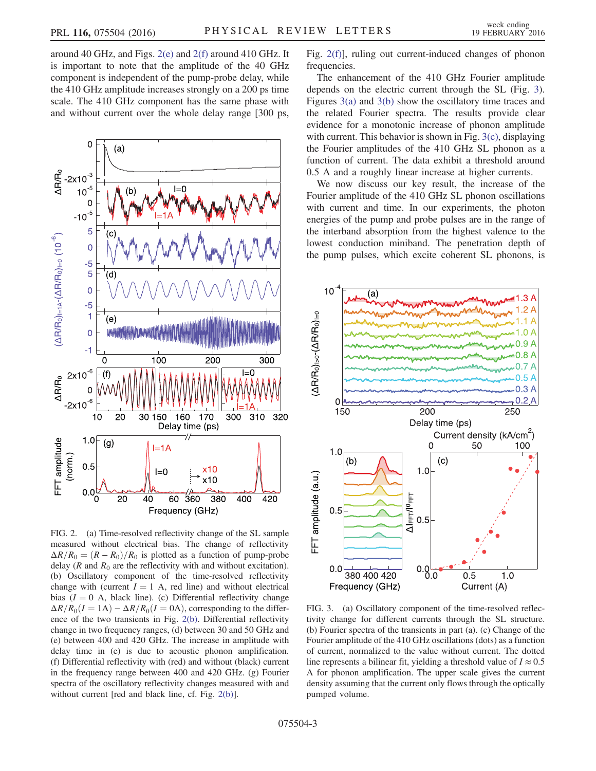around 40 GHz, and Figs. 2(e) and 2(f) around 410 GHz. It is important to note that the amplitude of the 40 GHz component is independent of the pump-probe delay, while the 410 GHz amplitude increases strongly on a 200 ps time scale. The 410 GHz component has the same phase with and without current over the whole delay range [300 ps, Fig. 2(f)], ruling out current-induced changes of phonon frequencies.

FIG. 2. (a) Time-resolved reflectivity change of the SL sample measured without electrical bias. The change of reflectivity $\Delta R/R_0 = (R - R_0)/R_0$ is plotted as a function of pump-probe delay ($R$ and $R_0$ are the reflectivity with and without excitation). (b) Oscillatory component of the time-resolved reflectivity change with (current $I = 1$ A, red line) and without electrical bias ($I = 0$ A, black line). (c) Differential reflectivity change $\Delta R/R_0(I = 1\text{A}) - \Delta R/R_0(I = 0\text{A})$, corresponding to the difference of the two transients in Fig. 2(b). Differential reflectivity change in two frequency ranges, (d) between 30 and 50 GHz and (e) between 400 and 420 GHz. The increase in amplitude with delay time in (e) is due to acoustic phonon amplification. (f) Differential reflectivity with (red) and without (black) current in the frequency range between 400 and 420 GHz. (g) Fourier spectra of the oscillatory reflectivity changes measured with and without current [red and black line, cf. Fig. 2(b)].

The enhancement of the 410 GHz Fourier amplitude depends on the electric current through the SL (Fig. 3). Figures 3(a) and 3(b) show the oscillatory time traces and the related Fourier spectra. The results provide clear evidence for a monotonic increase of phonon amplitude with current. This behavior is shown in Fig. 3(c), displaying the Fourier amplitudes of the 410 GHz SL phonon as a function of current. The data exhibit a threshold around 0.5 A and a roughly linear increase at higher currents.

We now discuss our key result, the increase of the Fourier amplitude of the 410 GHz SL phonon oscillations with current and time. In our experiments, the photon energies of the pump and probe pulses are in the range of the interband absorption from the highest valence to the lowest conduction miniband. The penetration depth of the pump pulses, which excite coherent SL phonons, is

FIG. 3. (a) Oscillatory component of the time-resolved reflectivity change for different currents through the SL structure. (b) Fourier spectra of the transients in part (a). (c) Change of the Fourier amplitude of the 410 GHz oscillations (dots) as a function of current, normalized to the value without current. The dotted line represents a bilinear fit, yielding a threshold value of $I \approx 0.5$ A for phonon amplification. The upper scale gives the current density assuming that the current only flows through the optically pumped volume.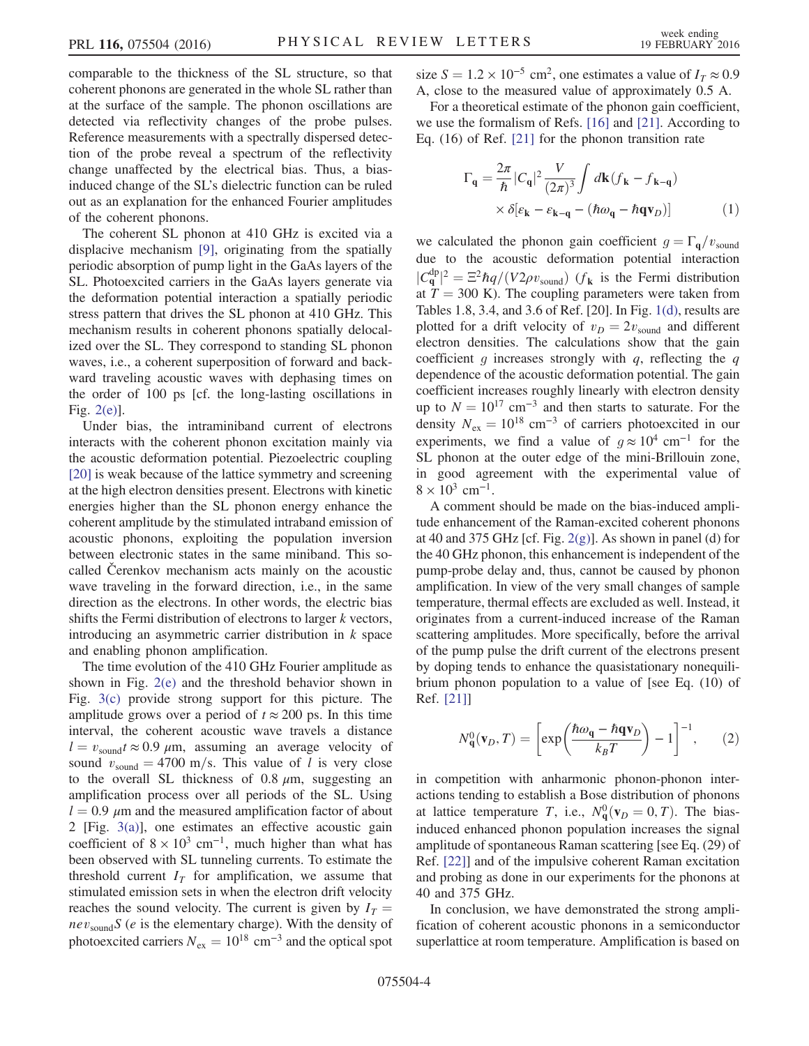comparable to the thickness of the SL structure, so that coherent phonons are generated in the whole SL rather than at the surface of the sample. The phonon oscillations are detected via reflectivity changes of the probe pulses. Reference measurements with a spectrally dispersed detection of the probe reveal a spectrum of the reflectivity change unaffected by the electrical bias. Thus, a bias-induced change of the SL's dielectric function can be ruled out as an explanation for the enhanced Fourier amplitudes of the coherent phonons.

The coherent SL phonon at 410 GHz is excited via a displacive mechanism [9], originating from the spatially periodic absorption of pump light in the GaAs layers of the SL. Photoexcited carriers in the GaAs layers generate via the deformation potential interaction a spatially periodic stress pattern that drives the SL phonon at 410 GHz. This mechanism results in coherent phonons spatially delocalized over the SL. They correspond to standing SL phonon waves, i.e., a coherent superposition of forward and backward traveling acoustic waves with dephasing times on the order of 100 ps [cf. the long-lasting oscillations in Fig. 2(e)].

Under bias, the intraminiband current of electrons interacts with the coherent phonon excitation mainly via the acoustic deformation potential. Piezoelectric coupling [20] is weak because of the lattice symmetry and screening at the high electron densities present. Electrons with kinetic energies higher than the SL phonon energy enhance the coherent amplitude by the stimulated intraband emission of acoustic phonons, exploiting the population inversion between electronic states in the same miniband. This so-called Čerenkov mechanism acts mainly on the acoustic wave traveling in the forward direction, i.e., in the same direction as the electrons. In other words, the electric bias shifts the Fermi distribution of electrons to larger $k$ vectors, introducing an asymmetric carrier distribution in $k$ space and enabling phonon amplification.

The time evolution of the 410 GHz Fourier amplitude as shown in Fig. 2(e) and the threshold behavior shown in Fig. 3(c) provide strong support for this picture. The amplitude grows over a period of $t \approx 200$ ps. In this time interval, the coherent acoustic wave travels a distance $l = v_{\mathrm{sound}} t \approx 0.9$ $\mu$m, assuming an average velocity of sound $v_{\mathrm{sound}} = 4700$ m/s. This value of $l$ is very close to the overall SL thickness of 0.8 $\mu$m, suggesting an amplification process over all periods of the SL. Using $l = 0.9$ $\mu$m and the measured amplification factor of about 2 [Fig. 3(a)], one estimates an effective acoustic gain coefficient of $8 \times 10^3$ cm$^{-1}$, much higher than what has been observed with SL tunneling currents. To estimate the threshold current $I_T$ for amplification, we assume that stimulated emission sets in when the electron drift velocity reaches the sound velocity. The current is given by $I_T = n e v_{\mathrm{sound}} S$ ($e$ is the elementary charge). With the density of photoexcited carriers $N_{\mathrm{ex}} = 10^{18}$ cm$^{-3}$ and the optical spot size $S = 1.2 \times 10^{-5}$ cm$^2$, one estimates a value of $I_T \approx 0.9$ A, close to the measured value of approximately 0.5 A.

For a theoretical estimate of the phonon gain coefficient, we use the formalism of Refs. [16] and [21]. According to Eq. (16) of Ref. [21] for the phonon transition rate

$$\Gamma_{\mathbf{q}} = \frac{2\pi}{\hbar} |C_{\mathbf{q}}|^2 \frac{V}{(2\pi)^3} \int d\mathbf{k} (f_{\mathbf{k}} - f_{\mathbf{k}-\mathbf{q}}) \times \delta[\varepsilon_{\mathbf{k}} - \varepsilon_{\mathbf{k}-\mathbf{q}} - (\hbar\omega_{\mathbf{q}} - \hbar\mathbf{q}\mathbf{v}_D)] \qquad (1)$$

we calculated the phonon gain coefficient $g = \Gamma_{\mathbf{q}}/v_{\mathrm{sound}}$ due to the acoustic deformation potential interaction $|C_{\mathbf{q}}^{\mathrm{dp}}|^2 = \Xi^2 \hbar q/(V 2\rho v_{\mathrm{sound}})$ ($f_{\mathbf{k}}$ is the Fermi distribution at $T = 300$ K). The coupling parameters were taken from Tables 1.8, 3.4, and 3.6 of Ref. [20]. In Fig. 1(d), results are plotted for a drift velocity of $v_D = 2 v_{\mathrm{sound}}$ and different electron densities. The calculations show that the gain coefficient $g$ increases strongly with $q$, reflecting the $q$ dependence of the acoustic deformation potential. The gain coefficient increases roughly linearly with electron density up to $N = 10^{17}$ cm$^{-3}$ and then starts to saturate. For the density $N_{\mathrm{ex}} = 10^{18}$ cm$^{-3}$ of carriers photoexcited in our experiments, we find a value of $g \approx 10^4$ cm$^{-1}$ for the SL phonon at the outer edge of the mini-Brillouin zone, in good agreement with the experimental value of $8 \times 10^3$ cm$^{-1}$.

A comment should be made on the bias-induced amplitude enhancement of the Raman-excited coherent phonons at 40 and 375 GHz [cf. Fig. 2(g)]. As shown in panel (d) for the 40 GHz phonon, this enhancement is independent of the pump-probe delay and, thus, cannot be caused by phonon amplification. In view of the very small changes of sample temperature, thermal effects are excluded as well. Instead, it originates from a current-induced increase of the Raman scattering amplitudes. More specifically, before the arrival of the pump pulse the drift current of the electrons present by doping tends to enhance the quasistationary nonequilibrium phonon population to a value of [see Eq. (10) of Ref. [21]]

$$N_{\mathbf{q}}^0(\mathbf{v}_D, T) = \left[\exp\left(\frac{\hbar\omega_{\mathbf{q}} - \hbar\mathbf{q}\mathbf{v}_D}{k_B T}\right) - 1\right]^{-1}, \qquad (2)$$

in competition with anharmonic phonon-phonon interactions tending to establish a Bose distribution of phonons at lattice temperature $T$, i.e., $N_{\mathbf{q}}^0(\mathbf{v}_D = 0, T)$. The bias-induced enhanced phonon population increases the signal amplitude of spontaneous Raman scattering [see Eq. (29) of Ref. [22]] and of the impulsive coherent Raman excitation and probing as done in our experiments for the phonons at 40 and 375 GHz.

In conclusion, we have demonstrated the strong amplification of coherent acoustic phonons in a semiconductor superlattice at room temperature. Amplification is based on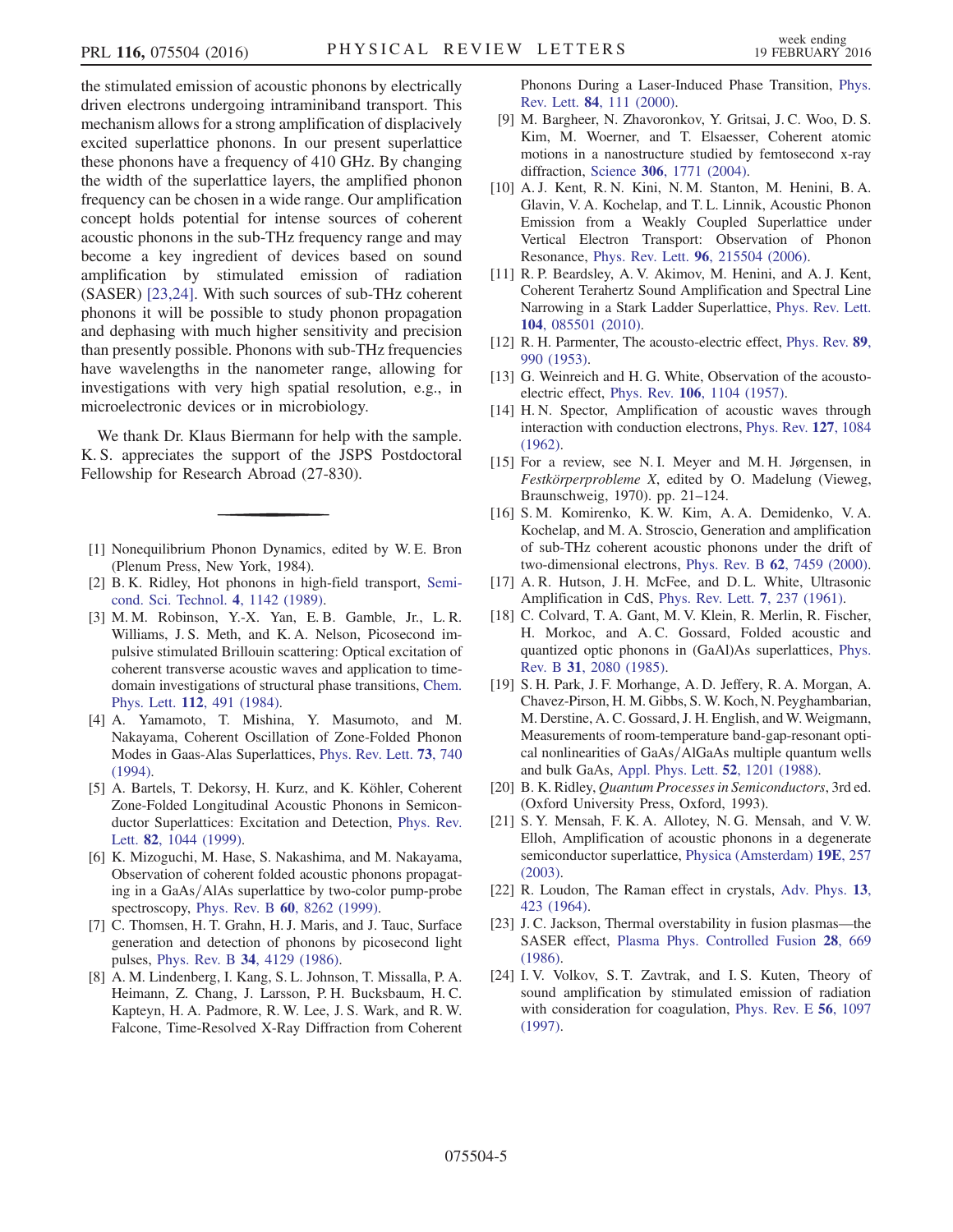the stimulated emission of acoustic phonons by electrically driven electrons undergoing intraminiband transport. This mechanism allows for a strong amplification of displacively excited superlattice phonons. In our present superlattice these phonons have a frequency of 410 GHz. By changing the width of the superlattice layers, the amplified phonon frequency can be chosen in a wide range. Our amplification concept holds potential for intense sources of coherent acoustic phonons in the sub-THz frequency range and may become a key ingredient of devices based on sound amplification by stimulated emission of radiation (SASER) [23,24]. With such sources of sub-THz coherent phonons it will be possible to study phonon propagation and dephasing with much higher sensitivity and precision than presently possible. Phonons with sub-THz frequencies have wavelengths in the nanometer range, allowing for investigations with very high spatial resolution, e.g., in microelectronic devices or in microbiology.

We thank Dr. Klaus Biermann for help with the sample. K. S. appreciates the support of the JSPS Postdoctoral Fellowship for Research Abroad (27-830).

---

[1] Nonequilibrium Phonon Dynamics, edited by W. E. Bron (Plenum Press, New York, 1984).

[2] B. K. Ridley, Hot phonons in high-field transport, Semicond. Sci. Technol. **4**, 1142 (1989).

[3] M. M. Robinson, Y.-X. Yan, E. B. Gamble, Jr., L. R. Williams, J. S. Meth, and K. A. Nelson, Picosecond impulsive stimulated Brillouin scattering: Optical excitation of coherent transverse acoustic waves and application to time-domain investigations of structural phase transitions, Chem. Phys. Lett. **112**, 491 (1984).

[4] A. Yamamoto, T. Mishina, Y. Masumoto, and M. Nakayama, Coherent Oscillation of Zone-Folded Phonon Modes in Gaas-Alas Superlattices, Phys. Rev. Lett. **73**, 740 (1994).

[5] A. Bartels, T. Dekorsy, H. Kurz, and K. Köhler, Coherent Zone-Folded Longitudinal Acoustic Phonons in Semiconductor Superlattices: Excitation and Detection, Phys. Rev. Lett. **82**, 1044 (1999).

[6] K. Mizoguchi, M. Hase, S. Nakashima, and M. Nakayama, Observation of coherent folded acoustic phonons propagating in a GaAs/AlAs superlattice by two-color pump-probe spectroscopy, Phys. Rev. B **60**, 8262 (1999).

[7] C. Thomsen, H. T. Grahn, H. J. Maris, and J. Tauc, Surface generation and detection of phonons by picosecond light pulses, Phys. Rev. B **34**, 4129 (1986).

[8] A. M. Lindenberg, I. Kang, S. L. Johnson, T. Missalla, P. A. Heimann, Z. Chang, J. Larsson, P. H. Bucksbaum, H. C. Kapteyn, H. A. Padmore, R. W. Lee, J. S. Wark, and R. W. Falcone, Time-Resolved X-Ray Diffraction from Coherent Phonons During a Laser-Induced Phase Transition, Phys. Rev. Lett. **84**, 111 (2000).

[9] M. Bargheer, N. Zhavoronkov, Y. Gritsai, J. C. Woo, D. S. Kim, M. Woerner, and T. Elsaesser, Coherent atomic motions in a nanostructure studied by femtosecond x-ray diffraction, Science **306**, 1771 (2004).

[10] A. J. Kent, R. N. Kini, N. M. Stanton, M. Henini, B. A. Glavin, V. A. Kochelap, and T. L. Linnik, Acoustic Phonon Emission from a Weakly Coupled Superlattice under Vertical Electron Transport: Observation of Phonon Resonance, Phys. Rev. Lett. **96**, 215504 (2006).

[11] R. P. Beardsley, A. V. Akimov, M. Henini, and A. J. Kent, Coherent Terahertz Sound Amplification and Spectral Line Narrowing in a Stark Ladder Superlattice, Phys. Rev. Lett. **104**, 085501 (2010).

[12] R. H. Parmenter, The acousto-electric effect, Phys. Rev. **89**, 990 (1953).

[13] G. Weinreich and H. G. White, Observation of the acoustoelectric effect, Phys. Rev. **106**, 1104 (1957).

[14] H. N. Spector, Amplification of acoustic waves through interaction with conduction electrons, Phys. Rev. **127**, 1084 (1962).

[15] For a review, see N. I. Meyer and M. H. Jørgensen, in *Festkörperprobleme X*, edited by O. Madelung (Vieweg, Braunschweig, 1970). pp. 21–124.

[16] S. M. Komirenko, K. W. Kim, A. A. Demidenko, V. A. Kochelap, and M. A. Stroscio, Generation and amplification of sub-THz coherent acoustic phonons under the drift of two-dimensional electrons, Phys. Rev. B **62**, 7459 (2000).

[17] A. R. Hutson, J. H. McFee, and D. L. White, Ultrasonic Amplification in CdS, Phys. Rev. Lett. **7**, 237 (1961).

[18] C. Colvard, T. A. Gant, M. V. Klein, R. Merlin, R. Fischer, H. Morkoc, and A. C. Gossard, Folded acoustic and quantized optic phonons in (GaAl)As superlattices, Phys. Rev. B **31**, 2080 (1985).

[19] S. H. Park, J. F. Morhange, A. D. Jeffery, R. A. Morgan, A. Chavez-Pirson, H. M. Gibbs, S. W. Koch, N. Peyghambarian, M. Derstine, A. C. Gossard, J. H. English, and W. Weigmann, Measurements of room-temperature band-gap-resonant optical nonlinearities of GaAs/AlGaAs multiple quantum wells and bulk GaAs, Appl. Phys. Lett. **52**, 1201 (1988).

[20] B. K. Ridley, *Quantum Processes in Semiconductors*, 3rd ed. (Oxford University Press, Oxford, 1993).

[21] S. Y. Mensah, F. K. A. Allotey, N. G. Mensah, and V. W. Elloh, Amplification of acoustic phonons in a degenerate semiconductor superlattice, Physica (Amsterdam) **19E**, 257 (2003).

[22] R. Loudon, The Raman effect in crystals, Adv. Phys. **13**, 423 (1964).

[23] J. C. Jackson, Thermal overstability in fusion plasmas—the SASER effect, Plasma Phys. Controlled Fusion **28**, 669 (1986).

[24] I. V. Volkov, S. T. Zavtrak, and I. S. Kuten, Theory of sound amplification by stimulated emission of radiation with consideration for coagulation, Phys. Rev. E **56**, 1097 (1997).